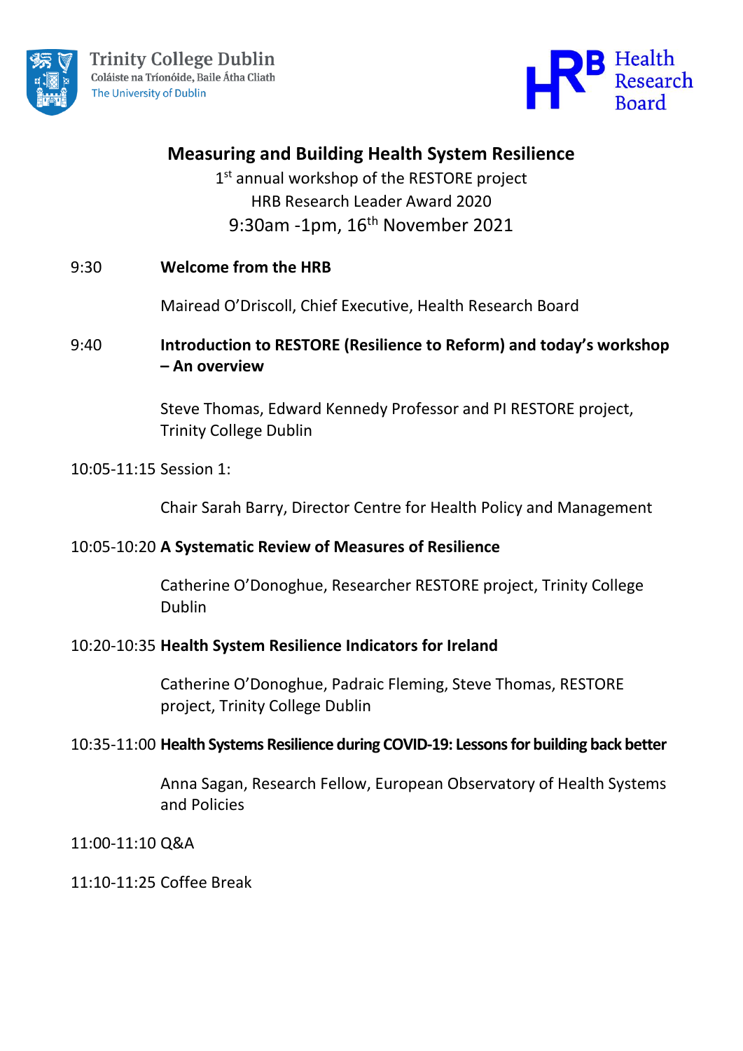Trinity College Dublin
Coláiste na Tríonóide, Baile Átha Cliath
The University of Dublin

Health Research Board

# Measuring and Building Health System Resilience

1st annual workshop of the RESTORE project
HRB Research Leader Award 2020
9:30am -1pm, 16th November 2021

9:30 **Welcome from the HRB**

Mairead O'Driscoll, Chief Executive, Health Research Board

9:40 **Introduction to RESTORE (Resilience to Reform) and today's workshop – An overview**

Steve Thomas, Edward Kennedy Professor and PI RESTORE project, Trinity College Dublin

10:05-11:15 Session 1:

Chair Sarah Barry, Director Centre for Health Policy and Management

10:05-10:20 **A Systematic Review of Measures of Resilience**

Catherine O'Donoghue, Researcher RESTORE project, Trinity College Dublin

10:20-10:35 **Health System Resilience Indicators for Ireland**

Catherine O'Donoghue, Padraic Fleming, Steve Thomas, RESTORE project, Trinity College Dublin

10:35-11:00 **Health Systems Resilience during COVID-19: Lessons for building back better**

Anna Sagan, Research Fellow, European Observatory of Health Systems and Policies

11:00-11:10 Q&A

11:10-11:25 Coffee Break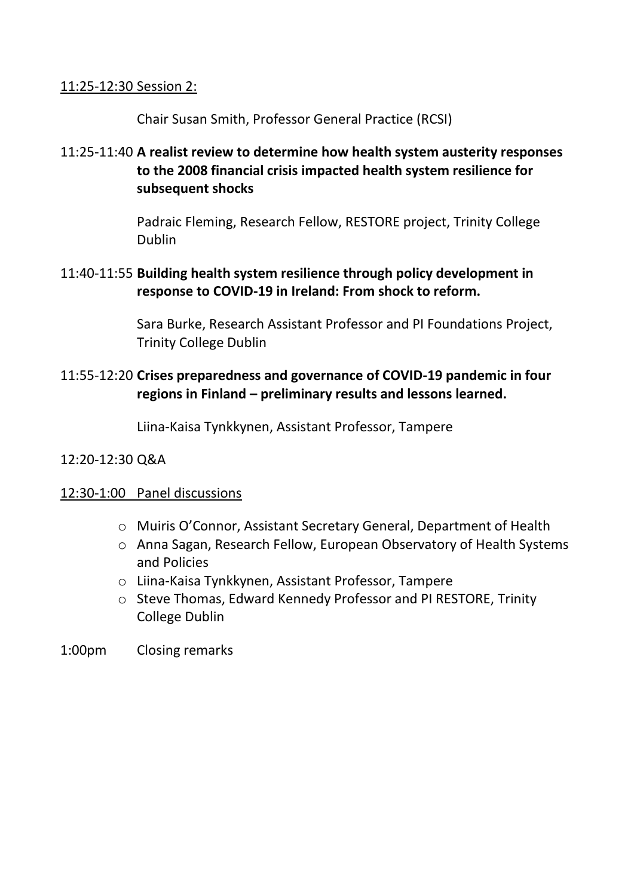11:25-12:30 Session 2:

Chair Susan Smith, Professor General Practice (RCSI)

11:25-11:40 **A realist review to determine how health system austerity responses to the 2008 financial crisis impacted health system resilience for subsequent shocks**

Padraic Fleming, Research Fellow, RESTORE project, Trinity College Dublin

11:40-11:55 **Building health system resilience through policy development in response to COVID-19 in Ireland: From shock to reform.**

Sara Burke, Research Assistant Professor and PI Foundations Project, Trinity College Dublin

11:55-12:20 **Crises preparedness and governance of COVID-19 pandemic in four regions in Finland – preliminary results and lessons learned.**

Liina-Kaisa Tynkkynen, Assistant Professor, Tampere

12:20-12:30 Q&A

12:30-1:00 Panel discussions

- Muiris O'Connor, Assistant Secretary General, Department of Health
- Anna Sagan, Research Fellow, European Observatory of Health Systems and Policies
- Liina-Kaisa Tynkkynen, Assistant Professor, Tampere
- Steve Thomas, Edward Kennedy Professor and PI RESTORE, Trinity College Dublin

1:00pm Closing remarks